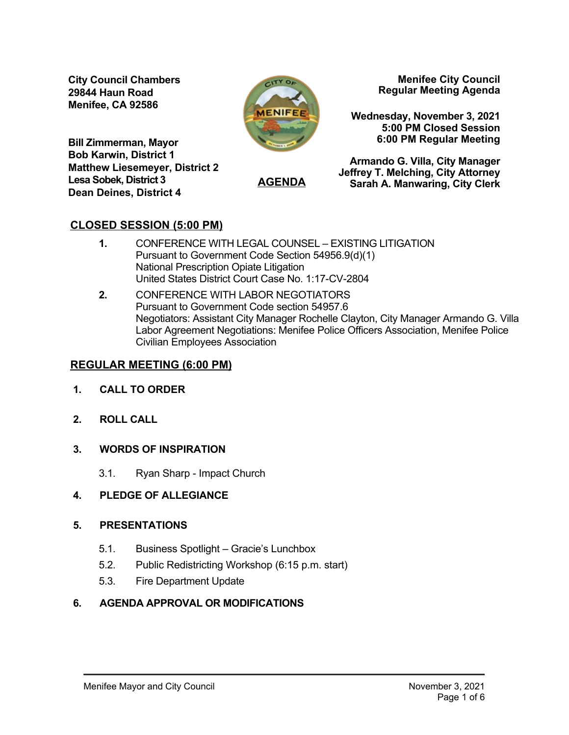**City Council Chambers**
**29844 Haun Road**
**Menifee, CA 92586**

**Menifee City Council**
**Regular Meeting Agenda**

**Wednesday, November 3, 2021**
**5:00 PM Closed Session**
**6:00 PM Regular Meeting**

**Bill Zimmerman, Mayor**
**Bob Karwin, District 1**
**Matthew Liesemeyer, District 2**
**Lesa Sobek, District 3**
**Dean Deines, District 4**

**Armando G. Villa, City Manager**
**Jeffrey T. Melching, City Attorney**
**Sarah A. Manwaring, City Clerk**

## AGENDA

## CLOSED SESSION (5:00 PM)

**1.** CONFERENCE WITH LEGAL COUNSEL – EXISTING LITIGATION
Pursuant to Government Code Section 54956.9(d)(1)
National Prescription Opiate Litigation
United States District Court Case No. 1:17-CV-2804

**2.** CONFERENCE WITH LABOR NEGOTIATORS
Pursuant to Government Code section 54957.6
Negotiators: Assistant City Manager Rochelle Clayton, City Manager Armando G. Villa
Labor Agreement Negotiations: Menifee Police Officers Association, Menifee Police Civilian Employees Association

## REGULAR MEETING (6:00 PM)

### 1. CALL TO ORDER

### 2. ROLL CALL

### 3. WORDS OF INSPIRATION

3.1. Ryan Sharp - Impact Church

### 4. PLEDGE OF ALLEGIANCE

### 5. PRESENTATIONS

5.1. Business Spotlight – Gracie's Lunchbox

5.2. Public Redistricting Workshop (6:15 p.m. start)

5.3. Fire Department Update

### 6. AGENDA APPROVAL OR MODIFICATIONS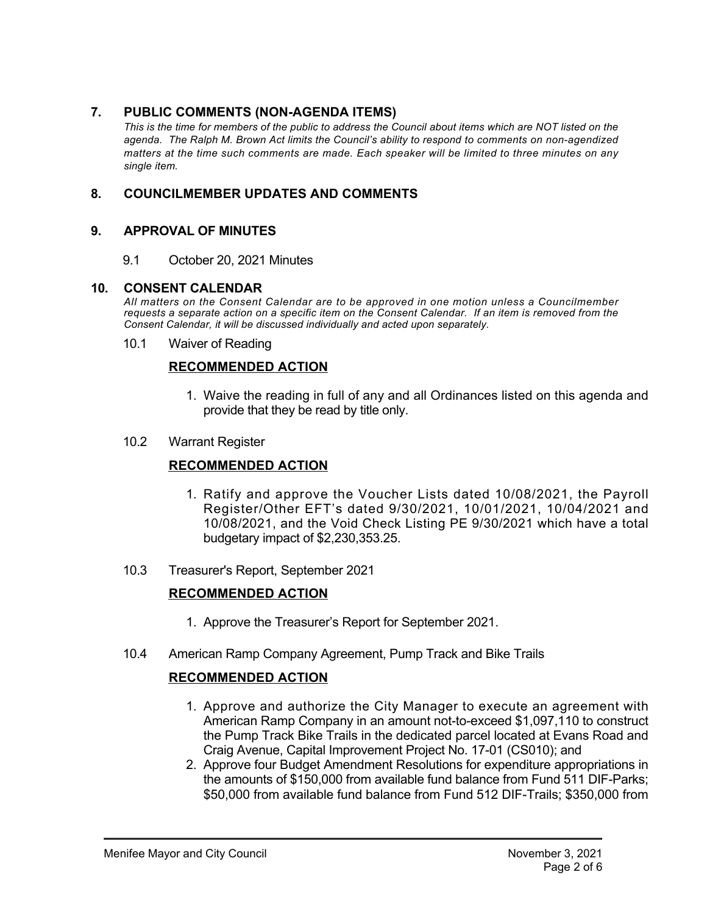## 7. PUBLIC COMMENTS (NON-AGENDA ITEMS)

*This is the time for members of the public to address the Council about items which are NOT listed on the agenda. The Ralph M. Brown Act limits the Council's ability to respond to comments on non-agendized matters at the time such comments are made. Each speaker will be limited to three minutes on any single item.*

## 8. COUNCILMEMBER UPDATES AND COMMENTS

## 9. APPROVAL OF MINUTES

9.1 October 20, 2021 Minutes

## 10. CONSENT CALENDAR

*All matters on the Consent Calendar are to be approved in one motion unless a Councilmember requests a separate action on a specific item on the Consent Calendar. If an item is removed from the Consent Calendar, it will be discussed individually and acted upon separately.*

10.1 Waiver of Reading

**RECOMMENDED ACTION**

1. Waive the reading in full of any and all Ordinances listed on this agenda and provide that they be read by title only.

10.2 Warrant Register

**RECOMMENDED ACTION**

1. Ratify and approve the Voucher Lists dated 10/08/2021, the Payroll Register/Other EFT's dated 9/30/2021, 10/01/2021, 10/04/2021 and 10/08/2021, and the Void Check Listing PE 9/30/2021 which have a total budgetary impact of $2,230,353.25.

10.3 Treasurer's Report, September 2021

**RECOMMENDED ACTION**

1. Approve the Treasurer's Report for September 2021.

10.4 American Ramp Company Agreement, Pump Track and Bike Trails

**RECOMMENDED ACTION**

1. Approve and authorize the City Manager to execute an agreement with American Ramp Company in an amount not-to-exceed $1,097,110 to construct the Pump Track Bike Trails in the dedicated parcel located at Evans Road and Craig Avenue, Capital Improvement Project No. 17-01 (CS010); and
2. Approve four Budget Amendment Resolutions for expenditure appropriations in the amounts of $150,000 from available fund balance from Fund 511 DIF-Parks; $50,000 from available fund balance from Fund 512 DIF-Trails; $350,000 from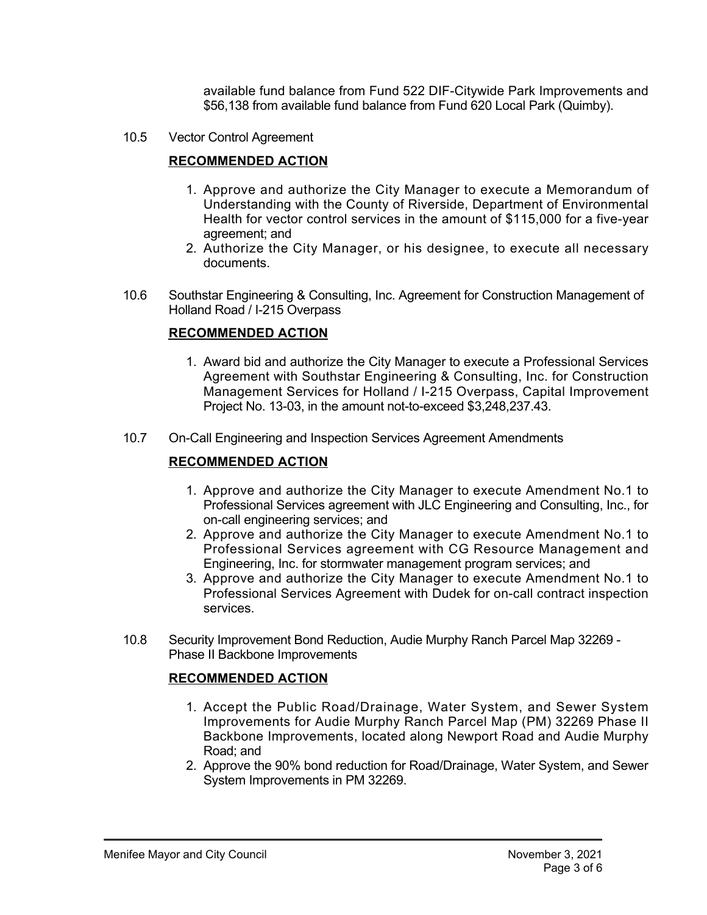available fund balance from Fund 522 DIF-Citywide Park Improvements and $56,138 from available fund balance from Fund 620 Local Park (Quimby).

10.5 Vector Control Agreement

**RECOMMENDED ACTION**

1. Approve and authorize the City Manager to execute a Memorandum of Understanding with the County of Riverside, Department of Environmental Health for vector control services in the amount of $115,000 for a five-year agreement; and
2. Authorize the City Manager, or his designee, to execute all necessary documents.

10.6 Southstar Engineering & Consulting, Inc. Agreement for Construction Management of Holland Road / I-215 Overpass

**RECOMMENDED ACTION**

1. Award bid and authorize the City Manager to execute a Professional Services Agreement with Southstar Engineering & Consulting, Inc. for Construction Management Services for Holland / I-215 Overpass, Capital Improvement Project No. 13-03, in the amount not-to-exceed $3,248,237.43.

10.7 On-Call Engineering and Inspection Services Agreement Amendments

**RECOMMENDED ACTION**

1. Approve and authorize the City Manager to execute Amendment No.1 to Professional Services agreement with JLC Engineering and Consulting, Inc., for on-call engineering services; and
2. Approve and authorize the City Manager to execute Amendment No.1 to Professional Services agreement with CG Resource Management and Engineering, Inc. for stormwater management program services; and
3. Approve and authorize the City Manager to execute Amendment No.1 to Professional Services Agreement with Dudek for on-call contract inspection services.

10.8 Security Improvement Bond Reduction, Audie Murphy Ranch Parcel Map 32269 - Phase II Backbone Improvements

**RECOMMENDED ACTION**

1. Accept the Public Road/Drainage, Water System, and Sewer System Improvements for Audie Murphy Ranch Parcel Map (PM) 32269 Phase II Backbone Improvements, located along Newport Road and Audie Murphy Road; and
2. Approve the 90% bond reduction for Road/Drainage, Water System, and Sewer System Improvements in PM 32269.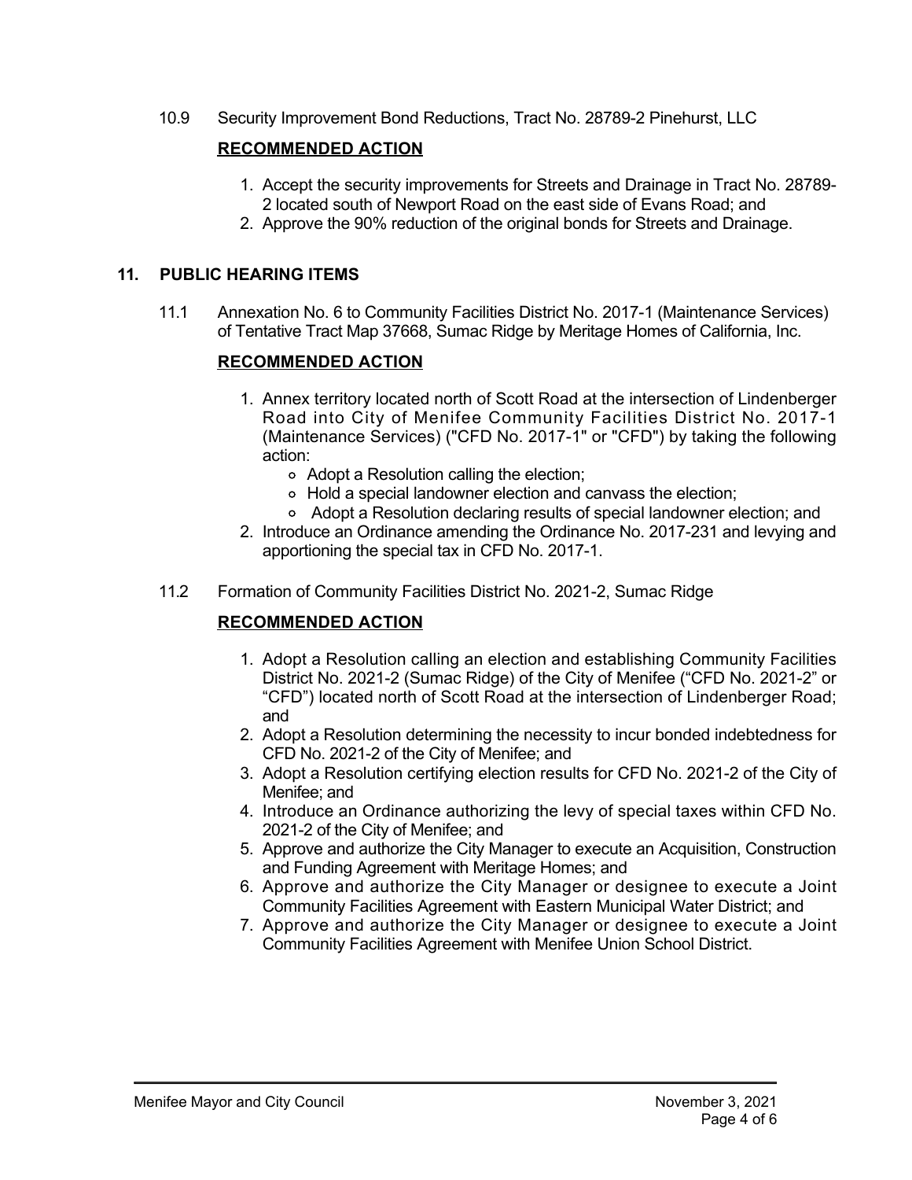10.9 Security Improvement Bond Reductions, Tract No. 28789-2 Pinehurst, LLC

**RECOMMENDED ACTION**

1. Accept the security improvements for Streets and Drainage in Tract No. 28789-2 located south of Newport Road on the east side of Evans Road; and
2. Approve the 90% reduction of the original bonds for Streets and Drainage.

## 11. PUBLIC HEARING ITEMS

11.1 Annexation No. 6 to Community Facilities District No. 2017-1 (Maintenance Services) of Tentative Tract Map 37668, Sumac Ridge by Meritage Homes of California, Inc.

**RECOMMENDED ACTION**

1. Annex territory located north of Scott Road at the intersection of Lindenberger Road into City of Menifee Community Facilities District No. 2017-1 (Maintenance Services) ("CFD No. 2017-1" or "CFD") by taking the following action:
   - Adopt a Resolution calling the election;
   - Hold a special landowner election and canvass the election;
   - Adopt a Resolution declaring results of special landowner election; and
2. Introduce an Ordinance amending the Ordinance No. 2017-231 and levying and apportioning the special tax in CFD No. 2017-1.

11.2 Formation of Community Facilities District No. 2021-2, Sumac Ridge

**RECOMMENDED ACTION**

1. Adopt a Resolution calling an election and establishing Community Facilities District No. 2021-2 (Sumac Ridge) of the City of Menifee ("CFD No. 2021-2" or "CFD") located north of Scott Road at the intersection of Lindenberger Road; and
2. Adopt a Resolution determining the necessity to incur bonded indebtedness for CFD No. 2021-2 of the City of Menifee; and
3. Adopt a Resolution certifying election results for CFD No. 2021-2 of the City of Menifee; and
4. Introduce an Ordinance authorizing the levy of special taxes within CFD No. 2021-2 of the City of Menifee; and
5. Approve and authorize the City Manager to execute an Acquisition, Construction and Funding Agreement with Meritage Homes; and
6. Approve and authorize the City Manager or designee to execute a Joint Community Facilities Agreement with Eastern Municipal Water District; and
7. Approve and authorize the City Manager or designee to execute a Joint Community Facilities Agreement with Menifee Union School District.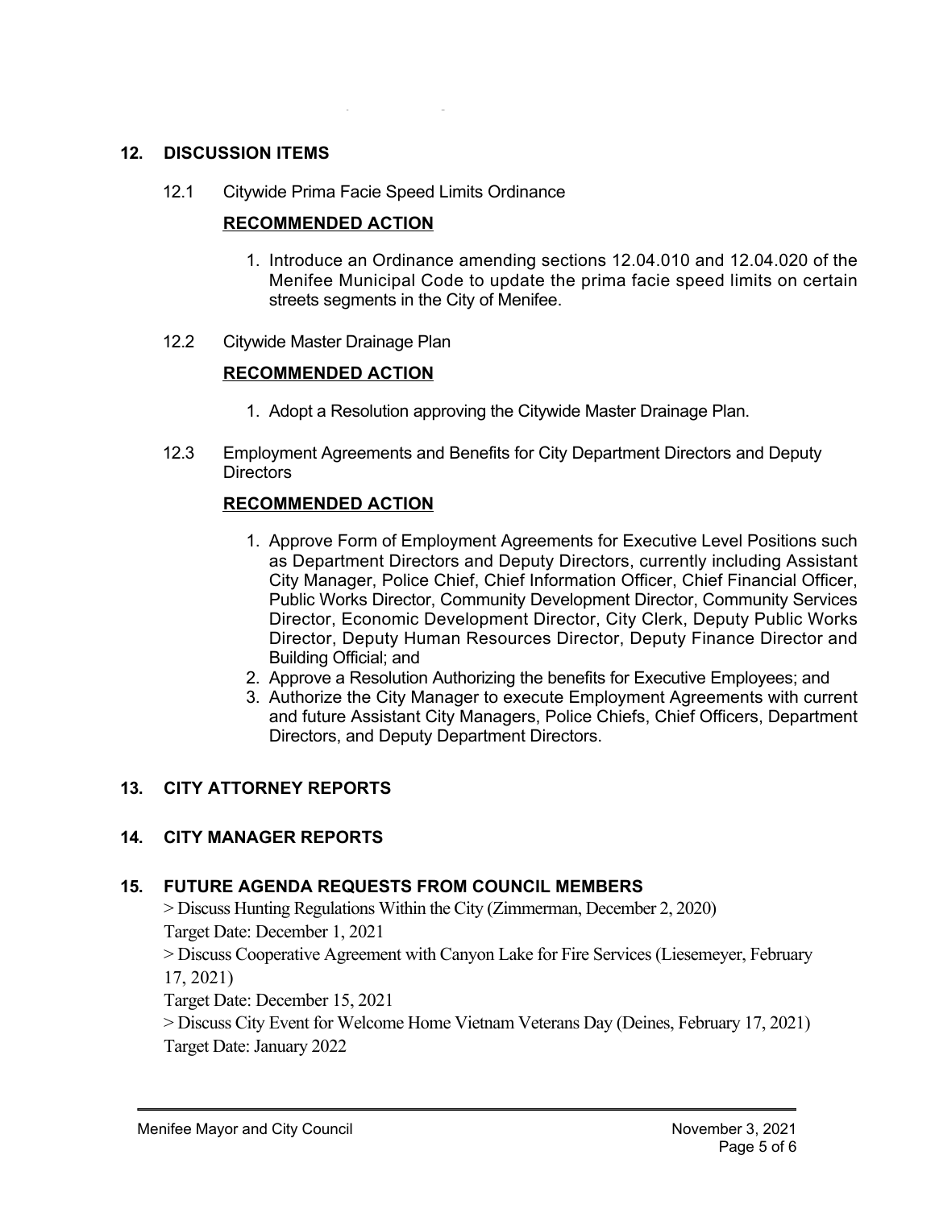## 12. DISCUSSION ITEMS

12.1 Citywide Prima Facie Speed Limits Ordinance

**RECOMMENDED ACTION**

1. Introduce an Ordinance amending sections 12.04.010 and 12.04.020 of the Menifee Municipal Code to update the prima facie speed limits on certain streets segments in the City of Menifee.

12.2 Citywide Master Drainage Plan

**RECOMMENDED ACTION**

1. Adopt a Resolution approving the Citywide Master Drainage Plan.

12.3 Employment Agreements and Benefits for City Department Directors and Deputy Directors

**RECOMMENDED ACTION**

1. Approve Form of Employment Agreements for Executive Level Positions such as Department Directors and Deputy Directors, currently including Assistant City Manager, Police Chief, Chief Information Officer, Chief Financial Officer, Public Works Director, Community Development Director, Community Services Director, Economic Development Director, City Clerk, Deputy Public Works Director, Deputy Human Resources Director, Deputy Finance Director and Building Official; and
2. Approve a Resolution Authorizing the benefits for Executive Employees; and
3. Authorize the City Manager to execute Employment Agreements with current and future Assistant City Managers, Police Chiefs, Chief Officers, Department Directors, and Deputy Department Directors.

## 13. CITY ATTORNEY REPORTS

## 14. CITY MANAGER REPORTS

## 15. FUTURE AGENDA REQUESTS FROM COUNCIL MEMBERS

> Discuss Hunting Regulations Within the City (Zimmerman, December 2, 2020)
Target Date: December 1, 2021

> Discuss Cooperative Agreement with Canyon Lake for Fire Services (Liesemeyer, February 17, 2021)
Target Date: December 15, 2021

> Discuss City Event for Welcome Home Vietnam Veterans Day (Deines, February 17, 2021)
Target Date: January 2022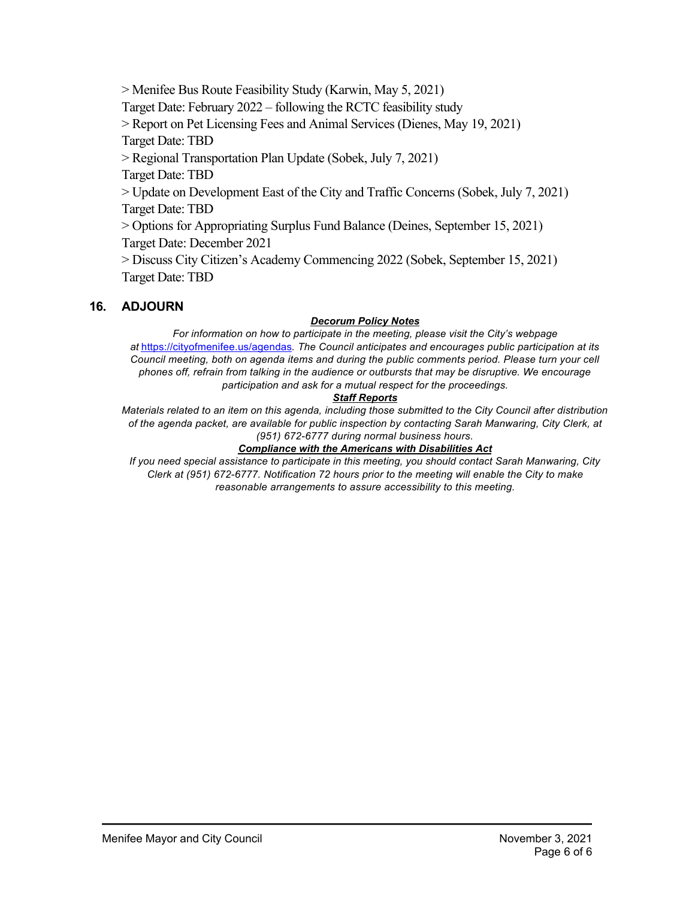> Menifee Bus Route Feasibility Study (Karwin, May 5, 2021)
Target Date: February 2022 – following the RCTC feasibility study

> Report on Pet Licensing Fees and Animal Services (Dienes, May 19, 2021)
Target Date: TBD

> Regional Transportation Plan Update (Sobek, July 7, 2021)
Target Date: TBD

> Update on Development East of the City and Traffic Concerns (Sobek, July 7, 2021)
Target Date: TBD

> Options for Appropriating Surplus Fund Balance (Deines, September 15, 2021)
Target Date: December 2021

> Discuss City Citizen's Academy Commencing 2022 (Sobek, September 15, 2021)
Target Date: TBD

## 16. ADJOURN

***Decorum Policy Notes***

*For information on how to participate in the meeting, please visit the City's webpage at [https://cityofmenifee.us/agendas](https://cityofmenifee.us/agendas). The Council anticipates and encourages public participation at its Council meeting, both on agenda items and during the public comments period. Please turn your cell phones off, refrain from talking in the audience or outbursts that may be disruptive. We encourage participation and ask for a mutual respect for the proceedings.*

***Staff Reports***

*Materials related to an item on this agenda, including those submitted to the City Council after distribution of the agenda packet, are available for public inspection by contacting Sarah Manwaring, City Clerk, at (951) 672-6777 during normal business hours.*

***Compliance with the Americans with Disabilities Act***

*If you need special assistance to participate in this meeting, you should contact Sarah Manwaring, City Clerk at (951) 672-6777. Notification 72 hours prior to the meeting will enable the City to make reasonable arrangements to assure accessibility to this meeting.*